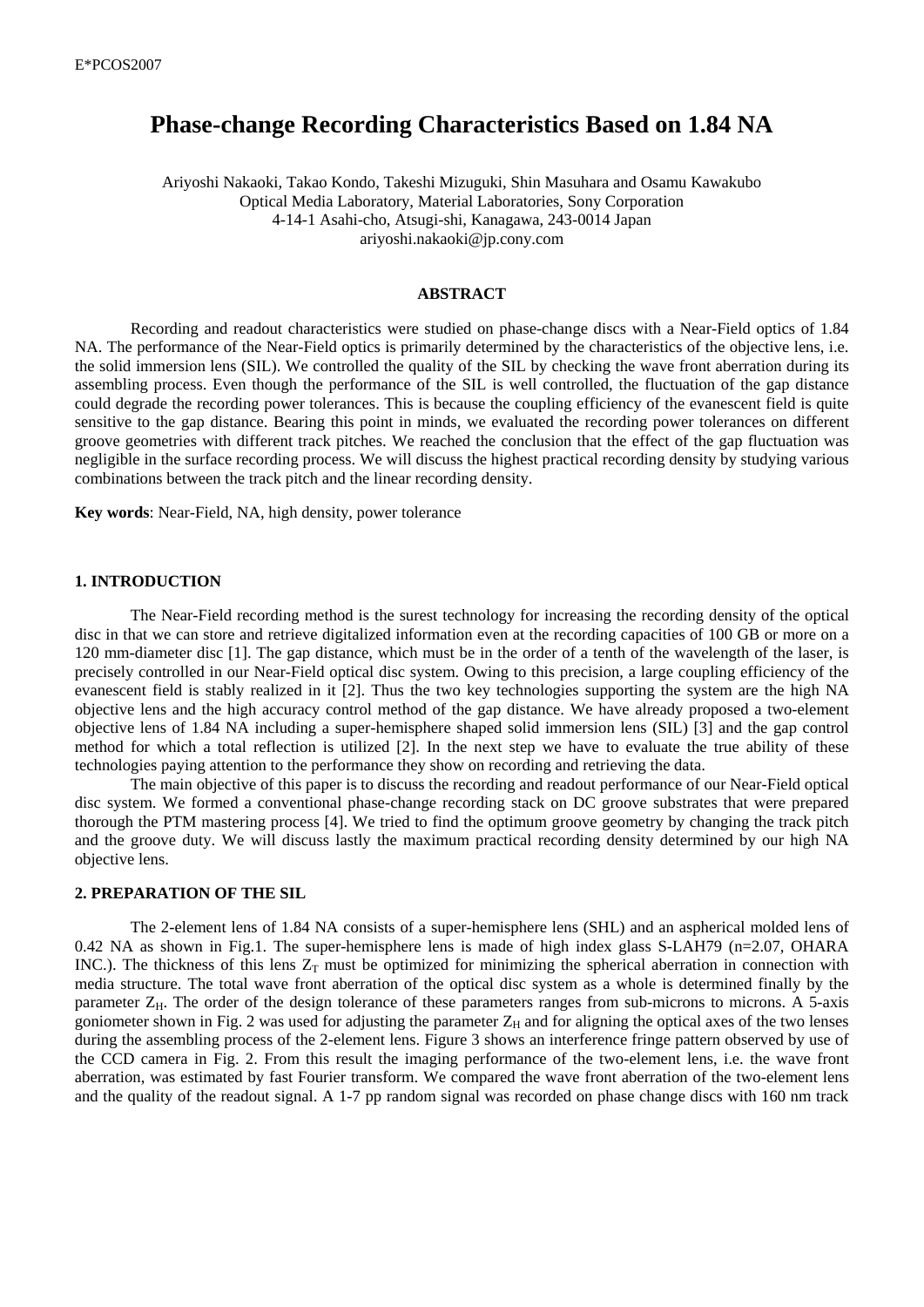# Phase-change Recording Characteristics Based on 1.84 NA

Ariyoshi Nakaoki, Takao Kondo, Takeshi Mizuguki, Shin Masuhara and Osamu Kawakubo
Optical Media Laboratory, Material Laboratories, Sony Corporation
4-14-1 Asahi-cho, Atsugi-shi, Kanagawa, 243-0014 Japan
ariyoshi.nakaoki@jp.cony.com

## ABSTRACT

Recording and readout characteristics were studied on phase-change discs with a Near-Field optics of 1.84 NA. The performance of the Near-Field optics is primarily determined by the characteristics of the objective lens, i.e. the solid immersion lens (SIL). We controlled the quality of the SIL by checking the wave front aberration during its assembling process. Even though the performance of the SIL is well controlled, the fluctuation of the gap distance could degrade the recording power tolerances. This is because the coupling efficiency of the evanescent field is quite sensitive to the gap distance. Bearing this point in minds, we evaluated the recording power tolerances on different groove geometries with different track pitches. We reached the conclusion that the effect of the gap fluctuation was negligible in the surface recording process. We will discuss the highest practical recording density by studying various combinations between the track pitch and the linear recording density.

**Key words**: Near-Field, NA, high density, power tolerance

## 1. INTRODUCTION

The Near-Field recording method is the surest technology for increasing the recording density of the optical disc in that we can store and retrieve digitalized information even at the recording capacities of 100 GB or more on a 120 mm-diameter disc [1]. The gap distance, which must be in the order of a tenth of the wavelength of the laser, is precisely controlled in our Near-Field optical disc system. Owing to this precision, a large coupling efficiency of the evanescent field is stably realized in it [2]. Thus the two key technologies supporting the system are the high NA objective lens and the high accuracy control method of the gap distance. We have already proposed a two-element objective lens of 1.84 NA including a super-hemisphere shaped solid immersion lens (SIL) [3] and the gap control method for which a total reflection is utilized [2]. In the next step we have to evaluate the true ability of these technologies paying attention to the performance they show on recording and retrieving the data.

The main objective of this paper is to discuss the recording and readout performance of our Near-Field optical disc system. We formed a conventional phase-change recording stack on DC groove substrates that were prepared thorough the PTM mastering process [4]. We tried to find the optimum groove geometry by changing the track pitch and the groove duty. We will discuss lastly the maximum practical recording density determined by our high NA objective lens.

## 2. PREPARATION OF THE SIL

The 2-element lens of 1.84 NA consists of a super-hemisphere lens (SHL) and an aspherical molded lens of 0.42 NA as shown in Fig.1. The super-hemisphere lens is made of high index glass S-LAH79 (n=2.07, OHARA INC.). The thickness of this lens $Z_T$ must be optimized for minimizing the spherical aberration in connection with media structure. The total wave front aberration of the optical disc system as a whole is determined finally by the parameter $Z_H$. The order of the design tolerance of these parameters ranges from sub-microns to microns. A 5-axis goniometer shown in Fig. 2 was used for adjusting the parameter $Z_H$ and for aligning the optical axes of the two lenses during the assembling process of the 2-element lens. Figure 3 shows an interference fringe pattern observed by use of the CCD camera in Fig. 2. From this result the imaging performance of the two-element lens, i.e. the wave front aberration, was estimated by fast Fourier transform. We compared the wave front aberration of the two-element lens and the quality of the readout signal. A 1-7 pp random signal was recorded on phase change discs with 160 nm track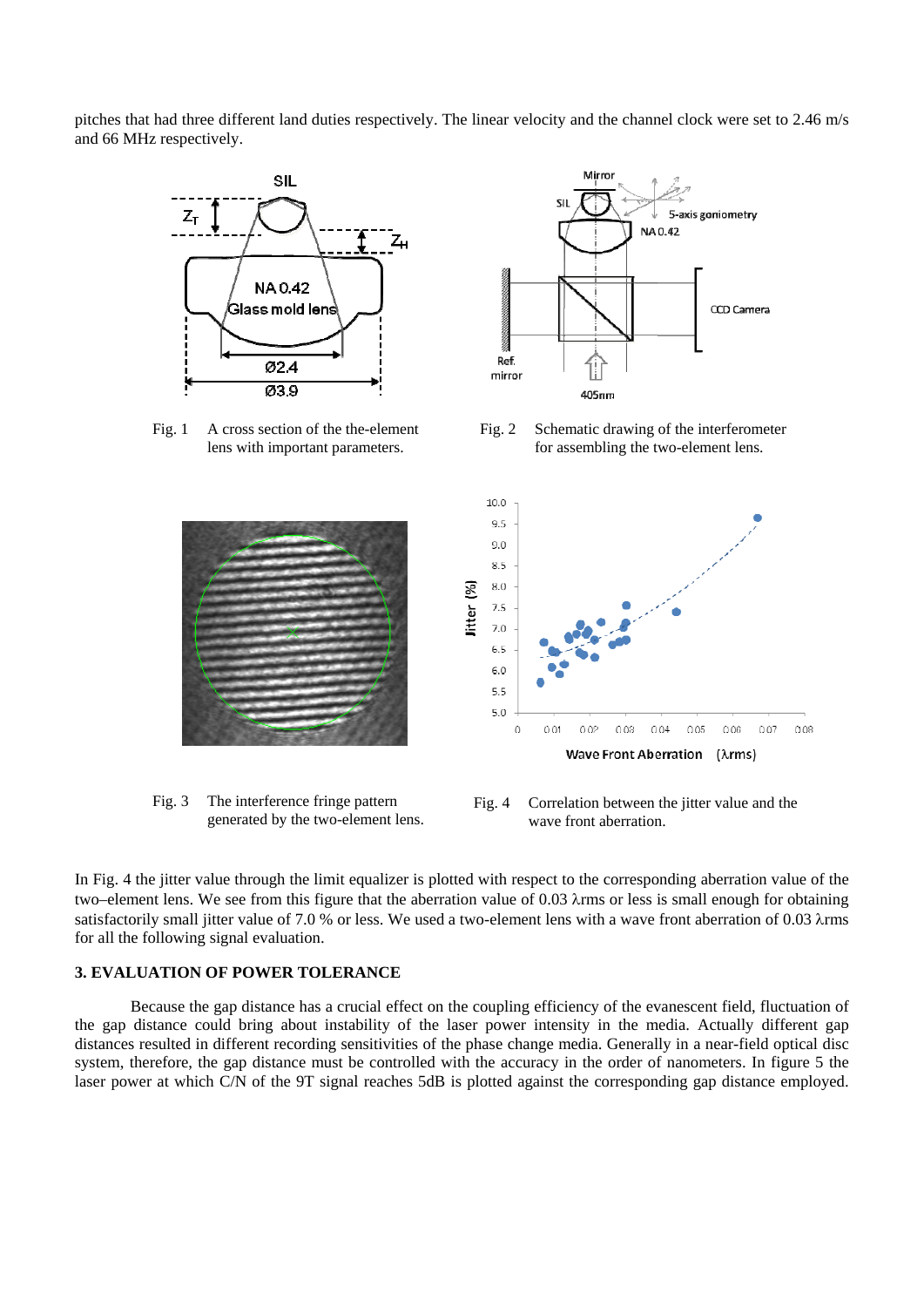pitches that had three different land duties respectively. The linear velocity and the channel clock were set to 2.46 m/s and 66 MHz respectively.

Fig. 1 A cross section of the the-element lens with important parameters.

Fig. 2 Schematic drawing of the interferometer for assembling the two-element lens.

Fig. 3 The interference fringe pattern generated by the two-element lens.

Fig. 4 Correlation between the jitter value and the wave front aberration.

In Fig. 4 the jitter value through the limit equalizer is plotted with respect to the corresponding aberration value of the two–element lens. We see from this figure that the aberration value of 0.03 λrms or less is small enough for obtaining satisfactorily small jitter value of 7.0 % or less. We used a two-element lens with a wave front aberration of 0.03 λrms for all the following signal evaluation.

### 3. EVALUATION OF POWER TOLERANCE

Because the gap distance has a crucial effect on the coupling efficiency of the evanescent field, fluctuation of the gap distance could bring about instability of the laser power intensity in the media. Actually different gap distances resulted in different recording sensitivities of the phase change media. Generally in a near-field optical disc system, therefore, the gap distance must be controlled with the accuracy in the order of nanometers. In figure 5 the laser power at which C/N of the 9T signal reaches 5dB is plotted against the corresponding gap distance employed.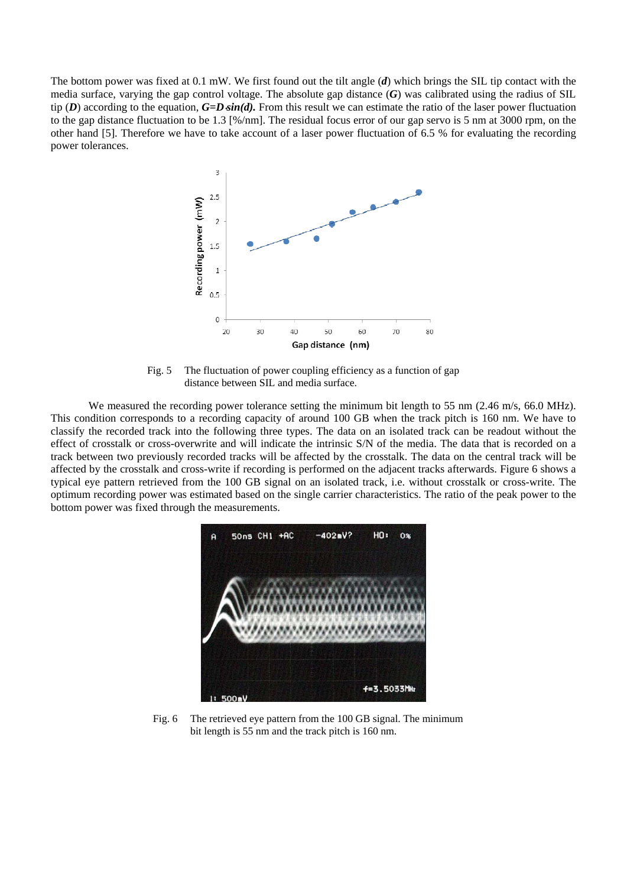The bottom power was fixed at 0.1 mW. We first found out the tilt angle (***d***) which brings the SIL tip contact with the media surface, varying the gap control voltage. The absolute gap distance (***G***) was calibrated using the radius of SIL tip (***D***) according to the equation, $G = D \cdot \sin(d)$. From this result we can estimate the ratio of the laser power fluctuation to the gap distance fluctuation to be 1.3 [%/nm]. The residual focus error of our gap servo is 5 nm at 3000 rpm, on the other hand [5]. Therefore we have to take account of a laser power fluctuation of 6.5 % for evaluating the recording power tolerances.

Fig. 5 The fluctuation of power coupling efficiency as a function of gap distance between SIL and media surface.

We measured the recording power tolerance setting the minimum bit length to 55 nm (2.46 m/s, 66.0 MHz). This condition corresponds to a recording capacity of around 100 GB when the track pitch is 160 nm. We have to classify the recorded track into the following three types. The data on an isolated track can be readout without the effect of crosstalk or cross-overwrite and will indicate the intrinsic S/N of the media. The data that is recorded on a track between two previously recorded tracks will be affected by the crosstalk. The data on the central track will be affected by the crosstalk and cross-write if recording is performed on the adjacent tracks afterwards. Figure 6 shows a typical eye pattern retrieved from the 100 GB signal on an isolated track, i.e. without crosstalk or cross-write. The optimum recording power was estimated based on the single carrier characteristics. The ratio of the peak power to the bottom power was fixed through the measurements.

Fig. 6 The retrieved eye pattern from the 100 GB signal. The minimum bit length is 55 nm and the track pitch is 160 nm.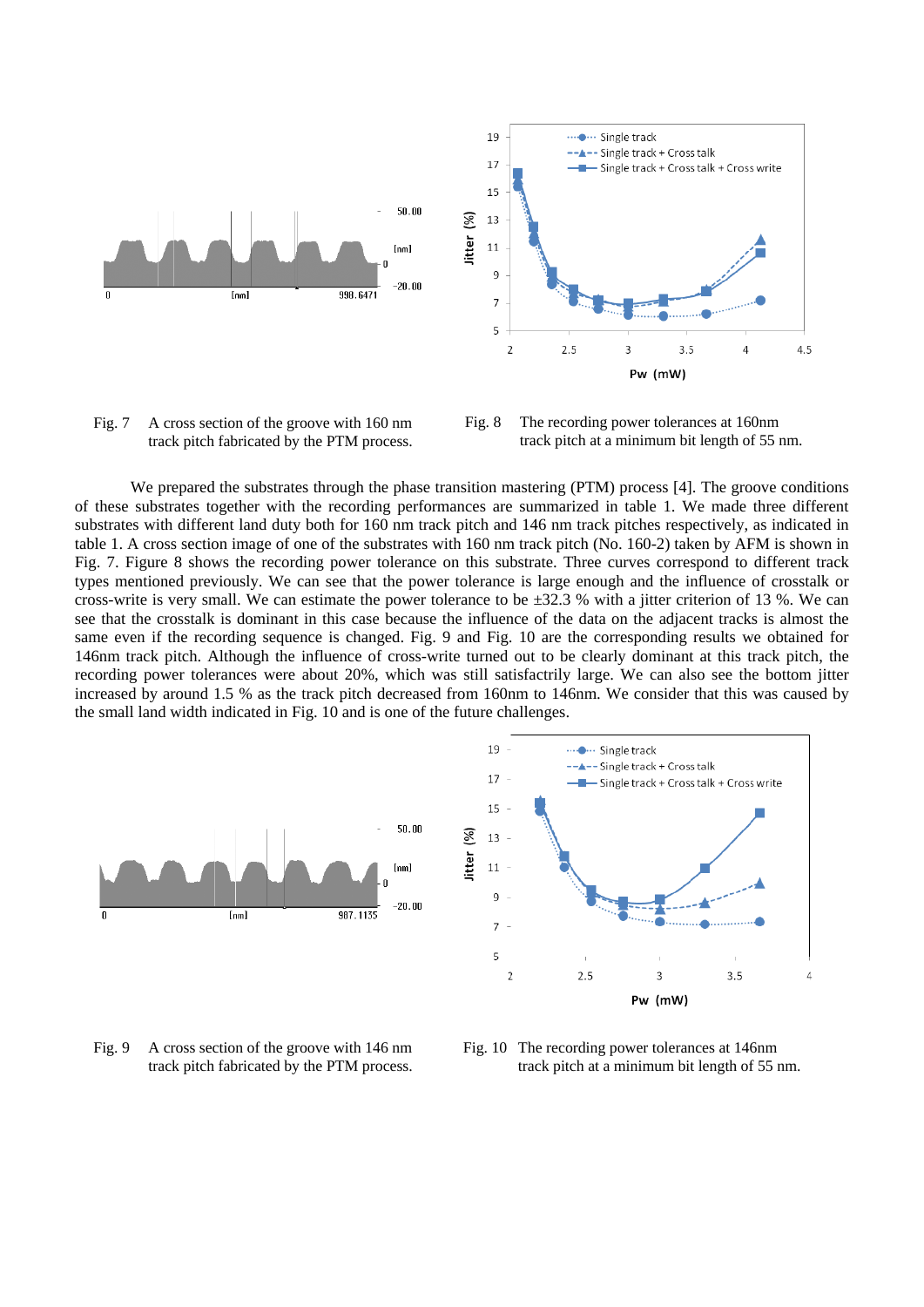Fig. 7 A cross section of the groove with 160 nm track pitch fabricated by the PTM process.

Fig. 8 The recording power tolerances at 160nm track pitch at a minimum bit length of 55 nm.

We prepared the substrates through the phase transition mastering (PTM) process [4]. The groove conditions of these substrates together with the recording performances are summarized in table 1. We made three different substrates with different land duty both for 160 nm track pitch and 146 nm track pitches respectively, as indicated in table 1. A cross section image of one of the substrates with 160 nm track pitch (No. 160-2) taken by AFM is shown in Fig. 7. Figure 8 shows the recording power tolerance on this substrate. Three curves correspond to different track types mentioned previously. We can see that the power tolerance is large enough and the influence of crosstalk or cross-write is very small. We can estimate the power tolerance to be ±32.3 % with a jitter criterion of 13 %. We can see that the crosstalk is dominant in this case because the influence of the data on the adjacent tracks is almost the same even if the recording sequence is changed. Fig. 9 and Fig. 10 are the corresponding results we obtained for 146nm track pitch. Although the influence of cross-write turned out to be clearly dominant at this track pitch, the recording power tolerances were about 20%, which was still satisfactrily large. We can also see the bottom jitter increased by around 1.5 % as the track pitch decreased from 160nm to 146nm. We consider that this was caused by the small land width indicated in Fig. 10 and is one of the future challenges.

Fig. 9 A cross section of the groove with 146 nm track pitch fabricated by the PTM process.

Fig. 10 The recording power tolerances at 146nm track pitch at a minimum bit length of 55 nm.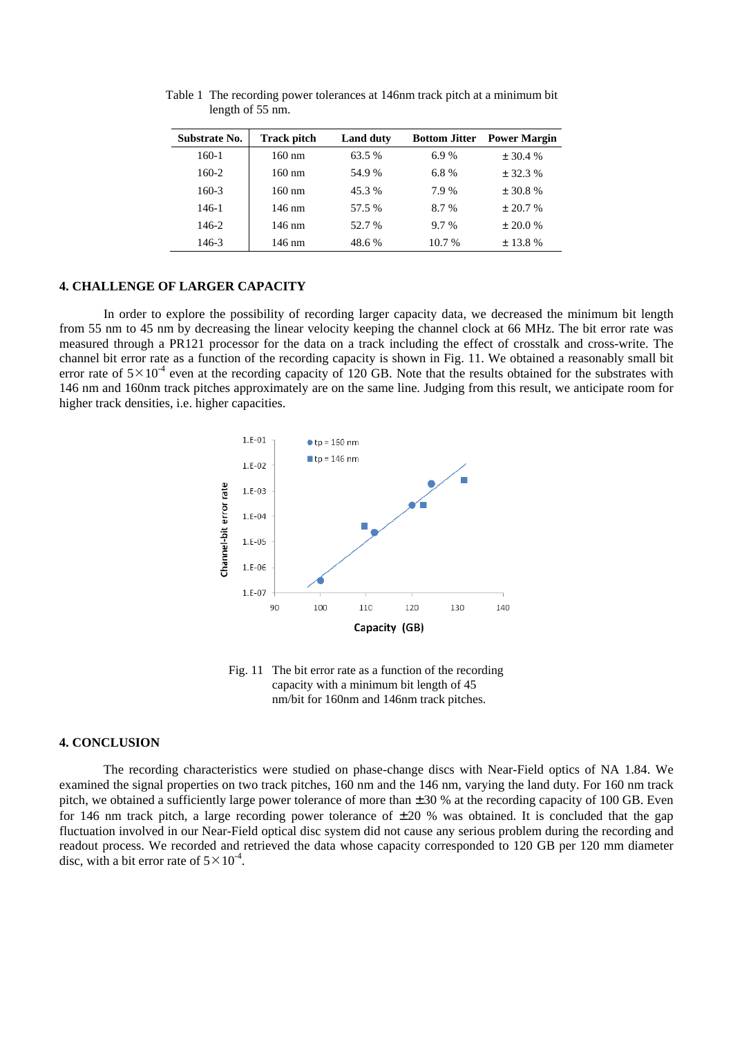Table 1 The recording power tolerances at 146nm track pitch at a minimum bit length of 55 nm.

| Substrate No. | Track pitch | Land duty | Bottom Jitter | Power Margin |
|---|---|---|---|---|
| 160-1 | 160 nm | 63.5 % | 6.9 % | ± 30.4 % |
| 160-2 | 160 nm | 54.9 % | 6.8 % | ± 32.3 % |
| 160-3 | 160 nm | 45.3 % | 7.9 % | ± 30.8 % |
| 146-1 | 146 nm | 57.5 % | 8.7 % | ± 20.7 % |
| 146-2 | 146 nm | 52.7 % | 9.7 % | ± 20.0 % |
| 146-3 | 146 nm | 48.6 % | 10.7 % | ± 13.8 % |

## 4. CHALLENGE OF LARGER CAPACITY

In order to explore the possibility of recording larger capacity data, we decreased the minimum bit length from 55 nm to 45 nm by decreasing the linear velocity keeping the channel clock at 66 MHz. The bit error rate was measured through a PR121 processor for the data on a track including the effect of crosstalk and cross-write. The channel bit error rate as a function of the recording capacity is shown in Fig. 11. We obtained a reasonably small bit error rate of $5\times10^{-4}$ even at the recording capacity of 120 GB. Note that the results obtained for the substrates with 146 nm and 160nm track pitches approximately are on the same line. Judging from this result, we anticipate room for higher track densities, i.e. higher capacities.

Fig. 11 The bit error rate as a function of the recording capacity with a minimum bit length of 45 nm/bit for 160nm and 146nm track pitches.

## 4. CONCLUSION

The recording characteristics were studied on phase-change discs with Near-Field optics of NA 1.84. We examined the signal properties on two track pitches, 160 nm and the 146 nm, varying the land duty. For 160 nm track pitch, we obtained a sufficiently large power tolerance of more than ±30 % at the recording capacity of 100 GB. Even for 146 nm track pitch, a large recording power tolerance of ±20 % was obtained. It is concluded that the gap fluctuation involved in our Near-Field optical disc system did not cause any serious problem during the recording and readout process. We recorded and retrieved the data whose capacity corresponded to 120 GB per 120 mm diameter disc, with a bit error rate of $5\times10^{-4}$.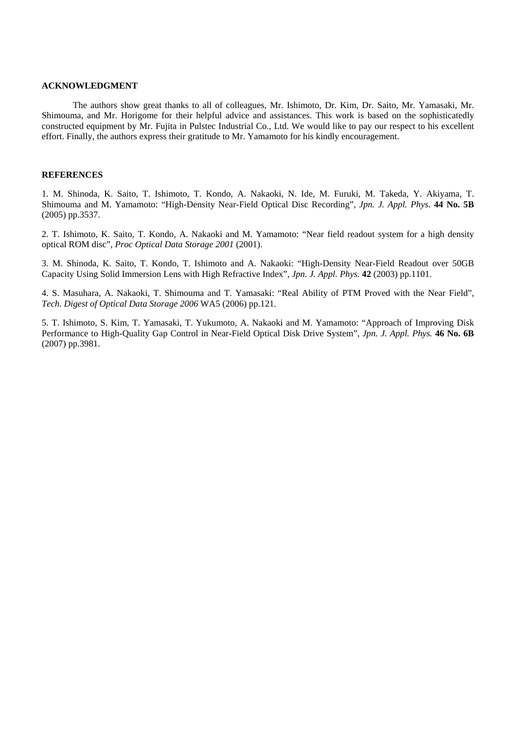## ACKNOWLEDGMENT

The authors show great thanks to all of colleagues, Mr. Ishimoto, Dr. Kim, Dr. Saito, Mr. Yamasaki, Mr. Shimouma, and Mr. Horigome for their helpful advice and assistances. This work is based on the sophisticatedly constructed equipment by Mr. Fujita in Pulstec Industrial Co., Ltd. We would like to pay our respect to his excellent effort. Finally, the authors express their gratitude to Mr. Yamamoto for his kindly encouragement.

## REFERENCES

1. M. Shinoda, K. Saito, T. Ishimoto, T. Kondo, A. Nakaoki, N. Ide, M. Furuki, M. Takeda, Y. Akiyama, T. Shimouma and M. Yamamoto: "High-Density Near-Field Optical Disc Recording", *Jpn. J. Appl. Phys.* **44 No. 5B** (2005) pp.3537.

2. T. Ishimoto, K. Saito, T. Kondo, A. Nakaoki and M. Yamamoto: "Near field readout system for a high density optical ROM disc", *Proc Optical Data Storage 2001* (2001).

3. M. Shinoda, K. Saito, T. Kondo, T. Ishimoto and A. Nakaoki: "High-Density Near-Field Readout over 50GB Capacity Using Solid Immersion Lens with High Refractive Index", *Jpn. J. Appl. Phys.* **42** (2003) pp.1101.

4. S. Masuhara, A. Nakaoki, T. Shimouma and T. Yamasaki: "Real Ability of PTM Proved with the Near Field", *Tech. Digest of Optical Data Storage 2006* WA5 (2006) pp.121.

5. T. Ishimoto, S. Kim, T. Yamasaki, T. Yukumoto, A. Nakaoki and M. Yamamoto: "Approach of Improving Disk Performance to High-Quality Gap Control in Near-Field Optical Disk Drive System", *Jpn. J. Appl. Phys.* **46 No. 6B** (2007) pp.3981.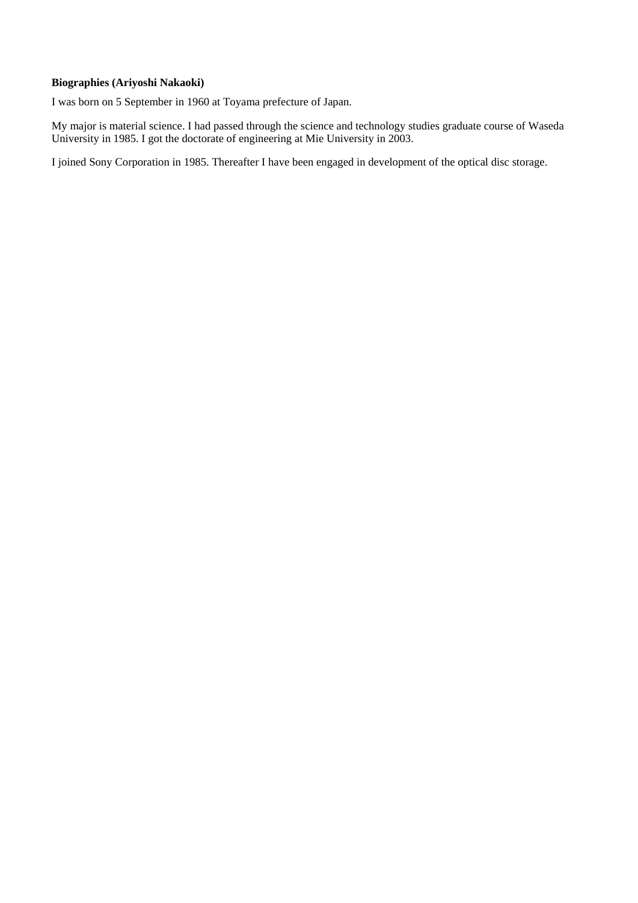**Biographies (Ariyoshi Nakaoki)**

I was born on 5 September in 1960 at Toyama prefecture of Japan.

My major is material science. I had passed through the science and technology studies graduate course of Waseda University in 1985. I got the doctorate of engineering at Mie University in 2003.

I joined Sony Corporation in 1985. Thereafter I have been engaged in development of the optical disc storage.